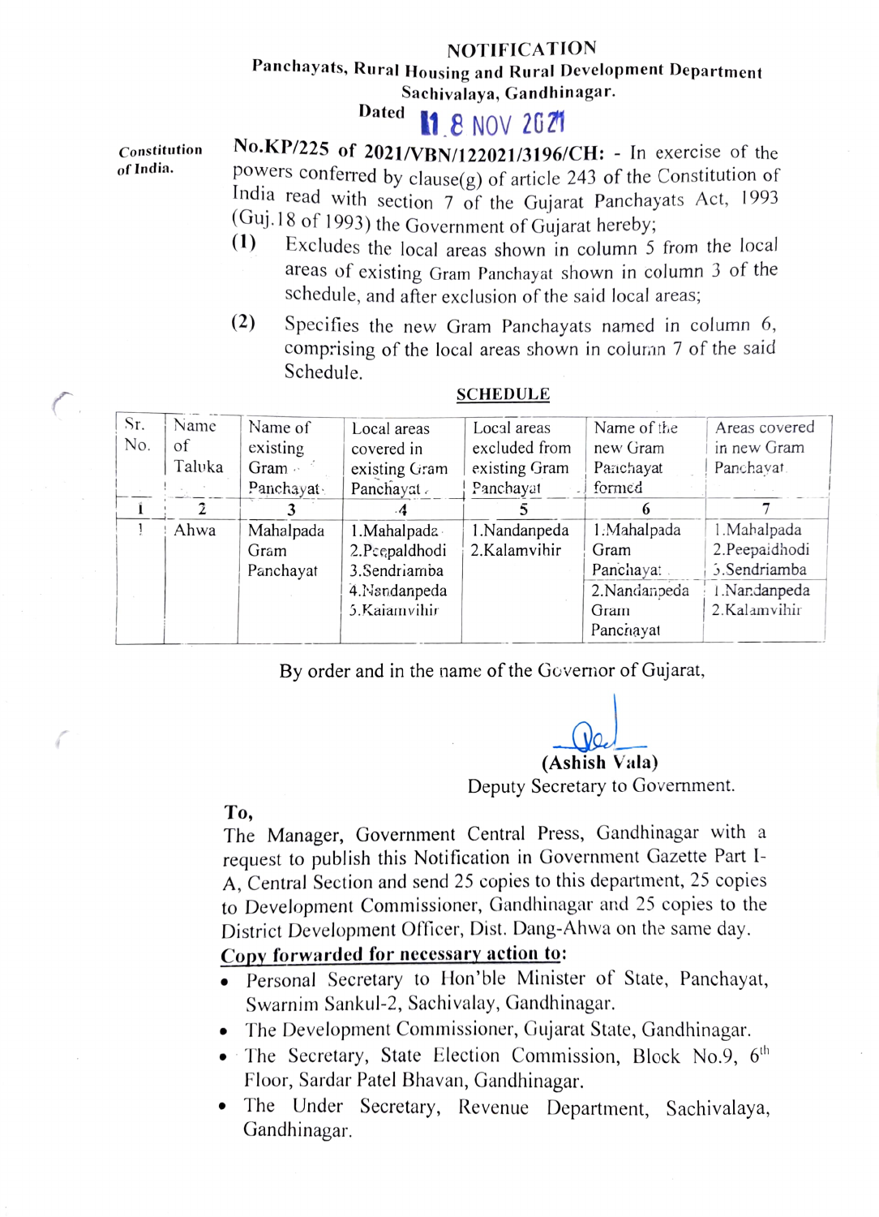# NOTIFICATION

**Panchayats, Rural Housing and Rural Development Department**
**Sachivalaya, Gandhinagar.**

**Dated** 18 NOV 2021

*Constitution of India.*

**No.KP/225 of 2021/VBN/122021/3196/CH:** - In exercise of the powers conferred by clause(g) of article 243 of the Constitution of India read with section 7 of the Gujarat Panchayats Act, 1993 (Guj.18 of 1993) the Government of Gujarat hereby;

**(1)** Excludes the local areas shown in column 5 from the local areas of existing Gram Panchayat shown in column 3 of the schedule, and after exclusion of the said local areas;

**(2)** Specifies the new Gram Panchayats named in column 6, comprising of the local areas shown in column 7 of the said Schedule.

**SCHEDULE**

| Sr. No. | Name of Taluka | Name of existing Gram Panchayat | Local areas covered in existing Gram Panchayat | Local areas excluded from existing Gram Panchayat | Name of the new Gram Panchayat formed | Areas covered in new Gram Panchayat |
|---|---|---|---|---|---|---|
| 1 | 2 | 3 | 4 | 5 | 6 | 7 |
| 1 | Ahwa | Mahalpada Gram Panchayat | 1.Mahalpada<br>2.Peepaldhodi<br>3.Sendriamba<br>4.Nandanpeda<br>5.Kalamvihir | 1.Nandanpeda<br>2.Kalamvihir | 1.Mahalpada Gram Panchayat | 1.Mahalpada<br>2.Peepaldhodi<br>3.Sendriamba |
| | | | | | 2.Nandanpeda Gram Panchayat | 1.Nandanpeda<br>2.Kalamvihir |

By order and in the name of the Governor of Gujarat,

**(Ashish Vala)**
Deputy Secretary to Government.

**To,**
The Manager, Government Central Press, Gandhinagar with a request to publish this Notification in Government Gazette Part I-A, Central Section and send 25 copies to this department, 25 copies to Development Commissioner, Gandhinagar and 25 copies to the District Development Officer, Dist. Dang-Ahwa on the same day.

**Copy forwarded for necessary action to:**

- Personal Secretary to Hon'ble Minister of State, Panchayat, Swarnim Sankul-2, Sachivalay, Gandhinagar.
- The Development Commissioner, Gujarat State, Gandhinagar.
- The Secretary, State Election Commission, Block No.9, 6th Floor, Sardar Patel Bhavan, Gandhinagar.
- The Under Secretary, Revenue Department, Sachivalaya, Gandhinagar.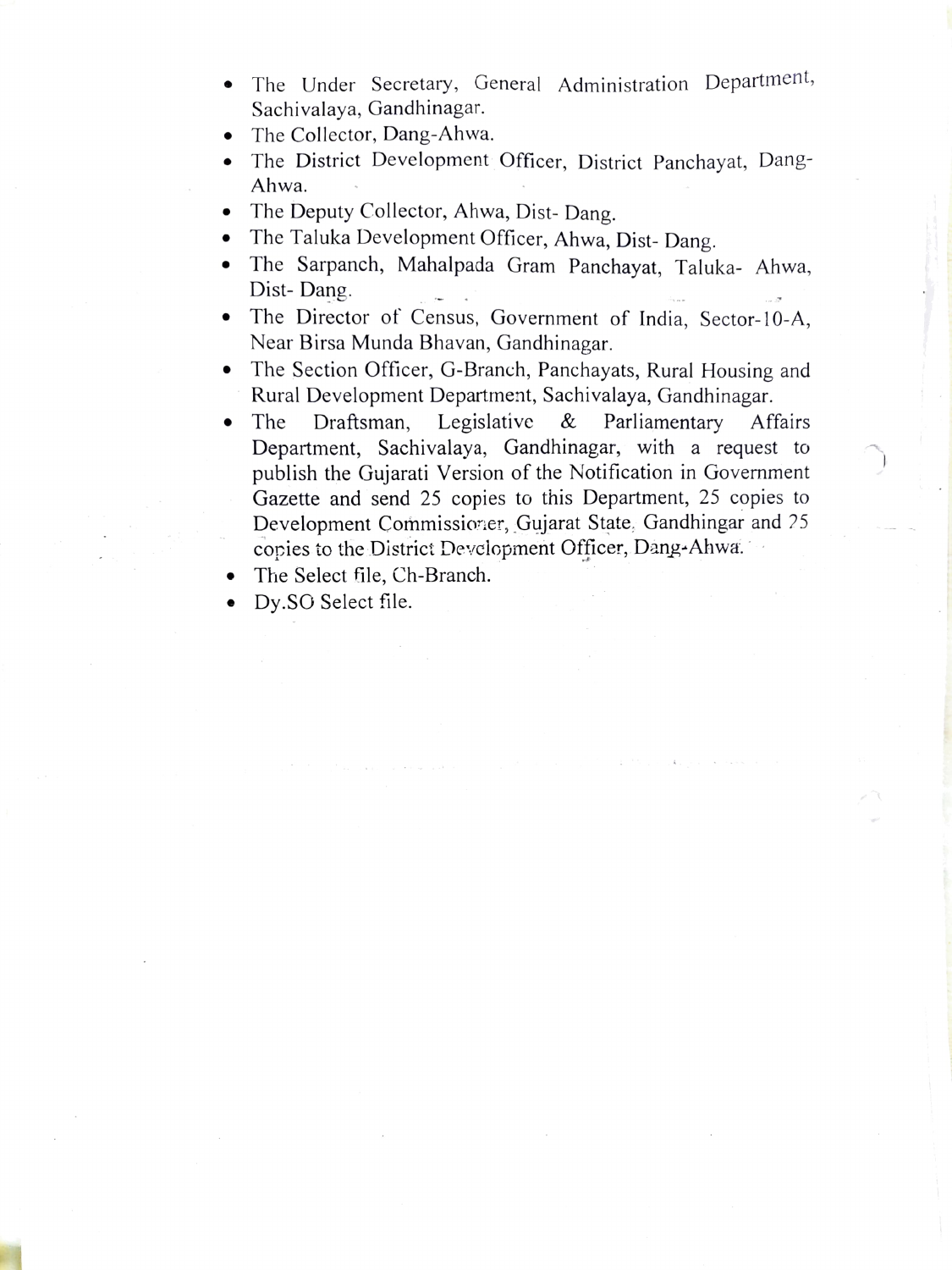- The Under Secretary, General Administration Department, Sachivalaya, Gandhinagar.
- The Collector, Dang-Ahwa.
- The District Development Officer, District Panchayat, Dang-Ahwa.
- The Deputy Collector, Ahwa, Dist- Dang.
- The Taluka Development Officer, Ahwa, Dist- Dang.
- The Sarpanch, Mahalpada Gram Panchayat, Taluka- Ahwa, Dist- Dang.
- The Director of Census, Government of India, Sector-10-A, Near Birsa Munda Bhavan, Gandhinagar.
- The Section Officer, G-Branch, Panchayats, Rural Housing and Rural Development Department, Sachivalaya, Gandhinagar.
- The Draftsman, Legislative & Parliamentary Affairs Department, Sachivalaya, Gandhinagar, with a request to publish the Gujarati Version of the Notification in Government Gazette and send 25 copies to this Department, 25 copies to Development Commissioner, Gujarat State, Gandhingar and 25 copies to the District Development Officer, Dang-Ahwa.
- The Select file, Ch-Branch.
- Dy.SO Select file.